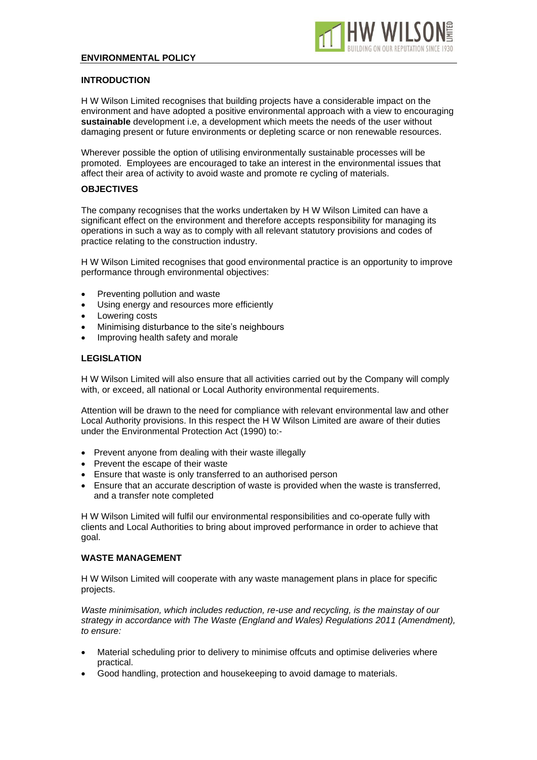# ENVIRONMENTAL POLICY

## INTRODUCTION

H W Wilson Limited recognises that building projects have a considerable impact on the environment and have adopted a positive environmental approach with a view to encouraging **sustainable** development i.e, a development which meets the needs of the user without damaging present or future environments or depleting scarce or non renewable resources.

Wherever possible the option of utilising environmentally sustainable processes will be promoted. Employees are encouraged to take an interest in the environmental issues that affect their area of activity to avoid waste and promote re cycling of materials.

## OBJECTIVES

The company recognises that the works undertaken by H W Wilson Limited can have a significant effect on the environment and therefore accepts responsibility for managing its operations in such a way as to comply with all relevant statutory provisions and codes of practice relating to the construction industry.

H W Wilson Limited recognises that good environmental practice is an opportunity to improve performance through environmental objectives:

- Preventing pollution and waste
- Using energy and resources more efficiently
- Lowering costs
- Minimising disturbance to the site's neighbours
- Improving health safety and morale

## LEGISLATION

H W Wilson Limited will also ensure that all activities carried out by the Company will comply with, or exceed, all national or Local Authority environmental requirements.

Attention will be drawn to the need for compliance with relevant environmental law and other Local Authority provisions. In this respect the H W Wilson Limited are aware of their duties under the Environmental Protection Act (1990) to:-

- Prevent anyone from dealing with their waste illegally
- Prevent the escape of their waste
- Ensure that waste is only transferred to an authorised person
- Ensure that an accurate description of waste is provided when the waste is transferred, and a transfer note completed

H W Wilson Limited will fulfil our environmental responsibilities and co-operate fully with clients and Local Authorities to bring about improved performance in order to achieve that goal.

## WASTE MANAGEMENT

H W Wilson Limited will cooperate with any waste management plans in place for specific projects.

*Waste minimisation, which includes reduction, re-use and recycling, is the mainstay of our strategy in accordance with The Waste (England and Wales) Regulations 2011 (Amendment), to ensure:*

- Material scheduling prior to delivery to minimise offcuts and optimise deliveries where practical.
- Good handling, protection and housekeeping to avoid damage to materials.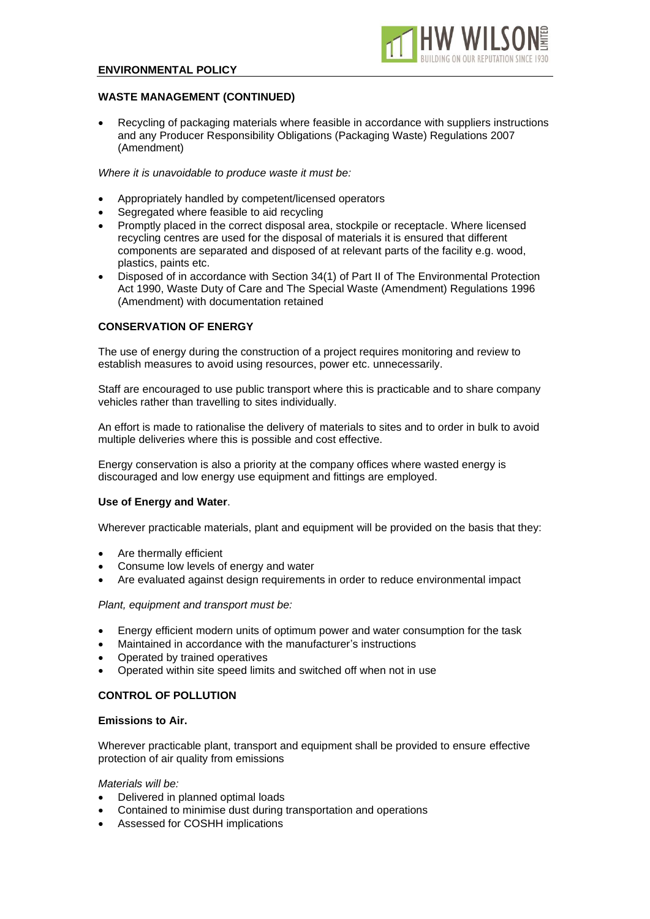## WASTE MANAGEMENT (CONTINUED)

- Recycling of packaging materials where feasible in accordance with suppliers instructions and any Producer Responsibility Obligations (Packaging Waste) Regulations 2007 (Amendment)

*Where it is unavoidable to produce waste it must be:*

- Appropriately handled by competent/licensed operators
- Segregated where feasible to aid recycling
- Promptly placed in the correct disposal area, stockpile or receptacle. Where licensed recycling centres are used for the disposal of materials it is ensured that different components are separated and disposed of at relevant parts of the facility e.g. wood, plastics, paints etc.
- Disposed of in accordance with Section 34(1) of Part II of The Environmental Protection Act 1990, Waste Duty of Care and The Special Waste (Amendment) Regulations 1996 (Amendment) with documentation retained

## CONSERVATION OF ENERGY

The use of energy during the construction of a project requires monitoring and review to establish measures to avoid using resources, power etc. unnecessarily.

Staff are encouraged to use public transport where this is practicable and to share company vehicles rather than travelling to sites individually.

An effort is made to rationalise the delivery of materials to sites and to order in bulk to avoid multiple deliveries where this is possible and cost effective.

Energy conservation is also a priority at the company offices where wasted energy is discouraged and low energy use equipment and fittings are employed.

### Use of Energy and Water.

Wherever practicable materials, plant and equipment will be provided on the basis that they:

- Are thermally efficient
- Consume low levels of energy and water
- Are evaluated against design requirements in order to reduce environmental impact

*Plant, equipment and transport must be:*

- Energy efficient modern units of optimum power and water consumption for the task
- Maintained in accordance with the manufacturer's instructions
- Operated by trained operatives
- Operated within site speed limits and switched off when not in use

## CONTROL OF POLLUTION

### Emissions to Air.

Wherever practicable plant, transport and equipment shall be provided to ensure effective protection of air quality from emissions

*Materials will be:*

- Delivered in planned optimal loads
- Contained to minimise dust during transportation and operations
- Assessed for COSHH implications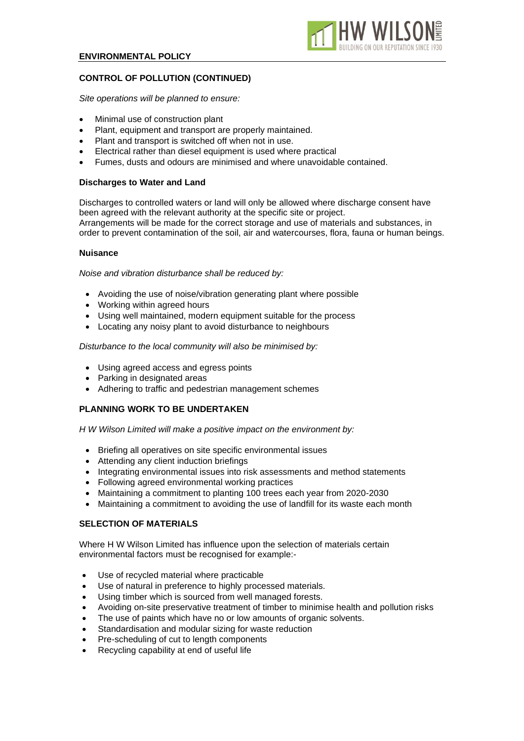## CONTROL OF POLLUTION (CONTINUED)

*Site operations will be planned to ensure:*

- Minimal use of construction plant
- Plant, equipment and transport are properly maintained.
- Plant and transport is switched off when not in use.
- Electrical rather than diesel equipment is used where practical
- Fumes, dusts and odours are minimised and where unavoidable contained.

### Discharges to Water and Land

Discharges to controlled waters or land will only be allowed where discharge consent have been agreed with the relevant authority at the specific site or project.
Arrangements will be made for the correct storage and use of materials and substances, in order to prevent contamination of the soil, air and watercourses, flora, fauna or human beings.

### Nuisance

*Noise and vibration disturbance shall be reduced by:*

- Avoiding the use of noise/vibration generating plant where possible
- Working within agreed hours
- Using well maintained, modern equipment suitable for the process
- Locating any noisy plant to avoid disturbance to neighbours

*Disturbance to the local community will also be minimised by:*

- Using agreed access and egress points
- Parking in designated areas
- Adhering to traffic and pedestrian management schemes

## PLANNING WORK TO BE UNDERTAKEN

*H W Wilson Limited will make a positive impact on the environment by:*

- Briefing all operatives on site specific environmental issues
- Attending any client induction briefings
- Integrating environmental issues into risk assessments and method statements
- Following agreed environmental working practices
- Maintaining a commitment to planting 100 trees each year from 2020-2030
- Maintaining a commitment to avoiding the use of landfill for its waste each month

## SELECTION OF MATERIALS

Where H W Wilson Limited has influence upon the selection of materials certain environmental factors must be recognised for example:-

- Use of recycled material where practicable
- Use of natural in preference to highly processed materials.
- Using timber which is sourced from well managed forests.
- Avoiding on-site preservative treatment of timber to minimise health and pollution risks
- The use of paints which have no or low amounts of organic solvents.
- Standardisation and modular sizing for waste reduction
- Pre-scheduling of cut to length components
- Recycling capability at end of useful life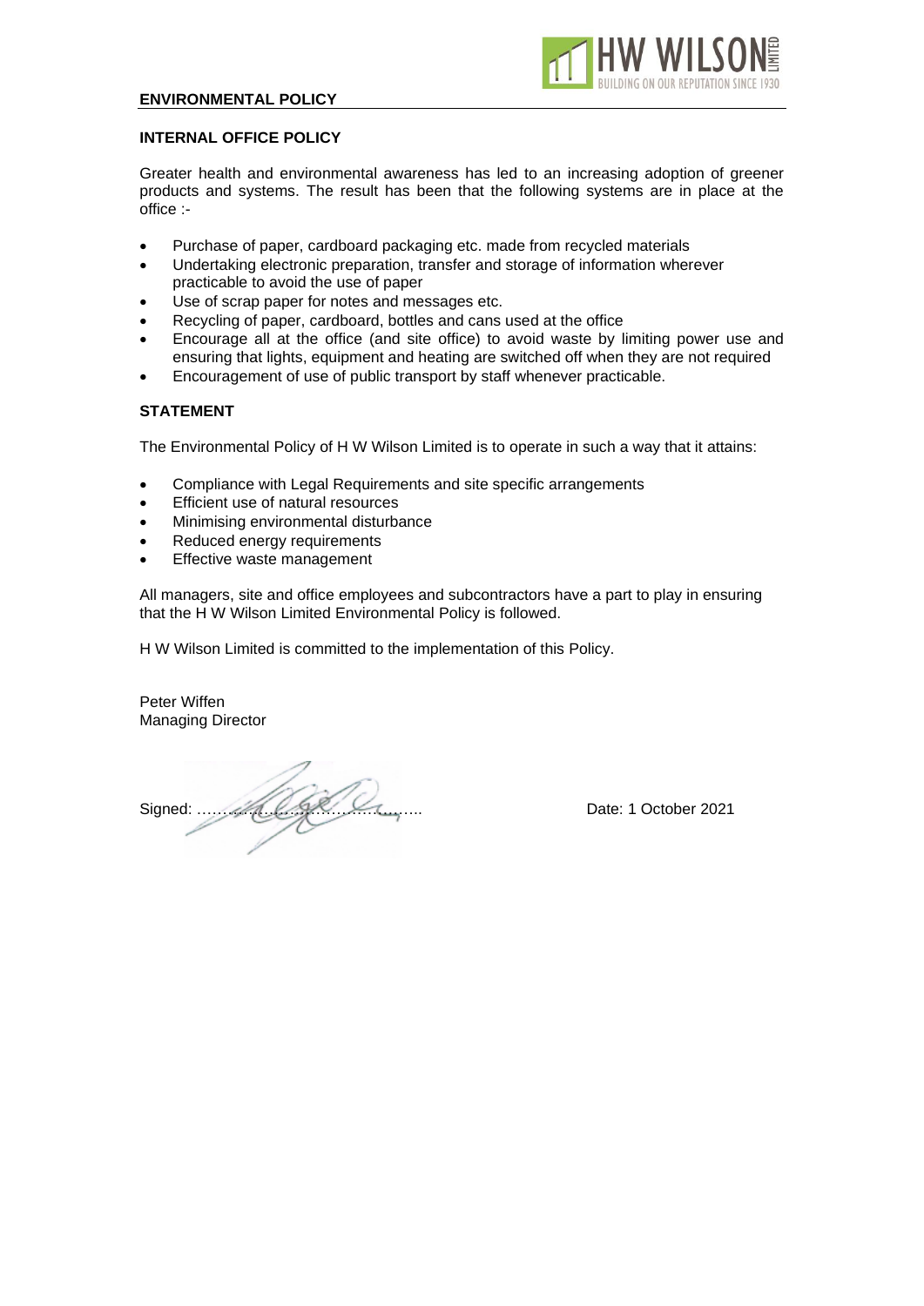**ENVIRONMENTAL POLICY**

**INTERNAL OFFICE POLICY**

Greater health and environmental awareness has led to an increasing adoption of greener products and systems. The result has been that the following systems are in place at the office :-

- Purchase of paper, cardboard packaging etc. made from recycled materials
- Undertaking electronic preparation, transfer and storage of information wherever practicable to avoid the use of paper
- Use of scrap paper for notes and messages etc.
- Recycling of paper, cardboard, bottles and cans used at the office
- Encourage all at the office (and site office) to avoid waste by limiting power use and ensuring that lights, equipment and heating are switched off when they are not required
- Encouragement of use of public transport by staff whenever practicable.

**STATEMENT**

The Environmental Policy of H W Wilson Limited is to operate in such a way that it attains:

- Compliance with Legal Requirements and site specific arrangements
- Efficient use of natural resources
- Minimising environmental disturbance
- Reduced energy requirements
- Effective waste management

All managers, site and office employees and subcontractors have a part to play in ensuring that the H W Wilson Limited Environmental Policy is followed.

H W Wilson Limited is committed to the implementation of this Policy.

Peter Wiffen
Managing Director

Signed: …………………………………….. Date: 1 October 2021